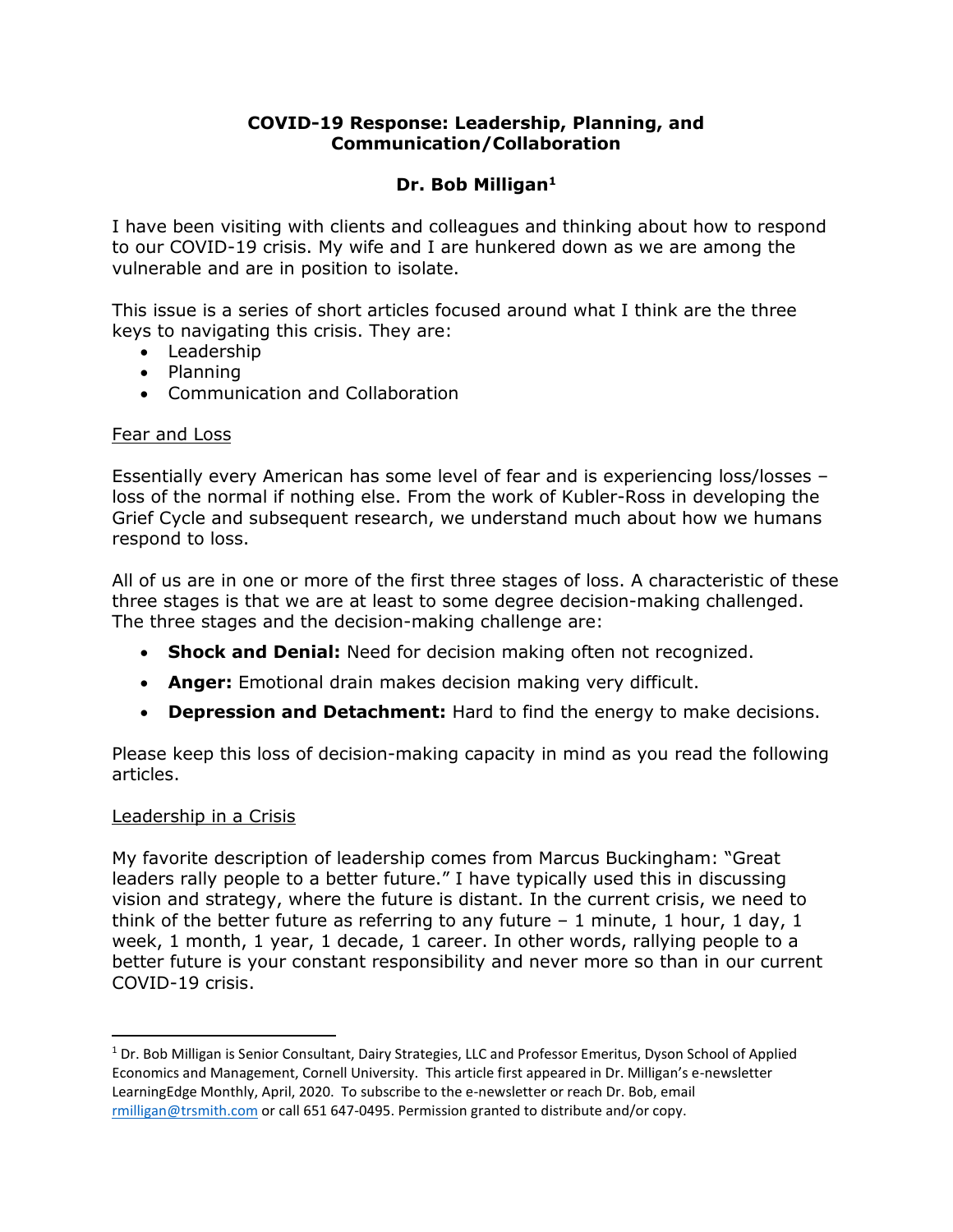# COVID-19 Response: Leadership, Planning, and Communication/Collaboration

## Dr. Bob Milligan[1]

I have been visiting with clients and colleagues and thinking about how to respond to our COVID-19 crisis. My wife and I are hunkered down as we are among the vulnerable and are in position to isolate.

This issue is a series of short articles focused around what I think are the three keys to navigating this crisis. They are:

- Leadership
- Planning
- Communication and Collaboration

### Fear and Loss

Essentially every American has some level of fear and is experiencing loss/losses – loss of the normal if nothing else. From the work of Kubler-Ross in developing the Grief Cycle and subsequent research, we understand much about how we humans respond to loss.

All of us are in one or more of the first three stages of loss. A characteristic of these three stages is that we are at least to some degree decision-making challenged. The three stages and the decision-making challenge are:

- **Shock and Denial:** Need for decision making often not recognized.
- **Anger:** Emotional drain makes decision making very difficult.
- **Depression and Detachment:** Hard to find the energy to make decisions.

Please keep this loss of decision-making capacity in mind as you read the following articles.

### Leadership in a Crisis

My favorite description of leadership comes from Marcus Buckingham: "Great leaders rally people to a better future." I have typically used this in discussing vision and strategy, where the future is distant. In the current crisis, we need to think of the better future as referring to any future – 1 minute, 1 hour, 1 day, 1 week, 1 month, 1 year, 1 decade, 1 career. In other words, rallying people to a better future is your constant responsibility and never more so than in our current COVID-19 crisis.

---

[1] Dr. Bob Milligan is Senior Consultant, Dairy Strategies, LLC and Professor Emeritus, Dyson School of Applied Economics and Management, Cornell University. This article first appeared in Dr. Milligan's e-newsletter LearningEdge Monthly, April, 2020. To subscribe to the e-newsletter or reach Dr. Bob, email rmilligan@trsmith.com or call 651 647-0495. Permission granted to distribute and/or copy.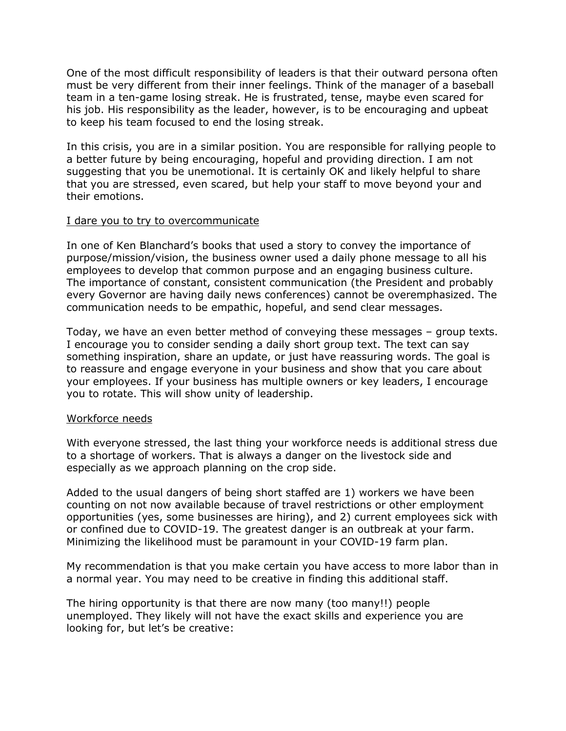One of the most difficult responsibility of leaders is that their outward persona often must be very different from their inner feelings. Think of the manager of a baseball team in a ten-game losing streak. He is frustrated, tense, maybe even scared for his job. His responsibility as the leader, however, is to be encouraging and upbeat to keep his team focused to end the losing streak.

In this crisis, you are in a similar position. You are responsible for rallying people to a better future by being encouraging, hopeful and providing direction. I am not suggesting that you be unemotional. It is certainly OK and likely helpful to share that you are stressed, even scared, but help your staff to move beyond your and their emotions.

<u>I dare you to try to overcommunicate</u>

In one of Ken Blanchard's books that used a story to convey the importance of purpose/mission/vision, the business owner used a daily phone message to all his employees to develop that common purpose and an engaging business culture. The importance of constant, consistent communication (the President and probably every Governor are having daily news conferences) cannot be overemphasized. The communication needs to be empathic, hopeful, and send clear messages.

Today, we have an even better method of conveying these messages – group texts. I encourage you to consider sending a daily short group text. The text can say something inspiration, share an update, or just have reassuring words. The goal is to reassure and engage everyone in your business and show that you care about your employees. If your business has multiple owners or key leaders, I encourage you to rotate. This will show unity of leadership.

<u>Workforce needs</u>

With everyone stressed, the last thing your workforce needs is additional stress due to a shortage of workers. That is always a danger on the livestock side and especially as we approach planning on the crop side.

Added to the usual dangers of being short staffed are 1) workers we have been counting on not now available because of travel restrictions or other employment opportunities (yes, some businesses are hiring), and 2) current employees sick with or confined due to COVID-19. The greatest danger is an outbreak at your farm. Minimizing the likelihood must be paramount in your COVID-19 farm plan.

My recommendation is that you make certain you have access to more labor than in a normal year. You may need to be creative in finding this additional staff.

The hiring opportunity is that there are now many (too many!!) people unemployed. They likely will not have the exact skills and experience you are looking for, but let's be creative: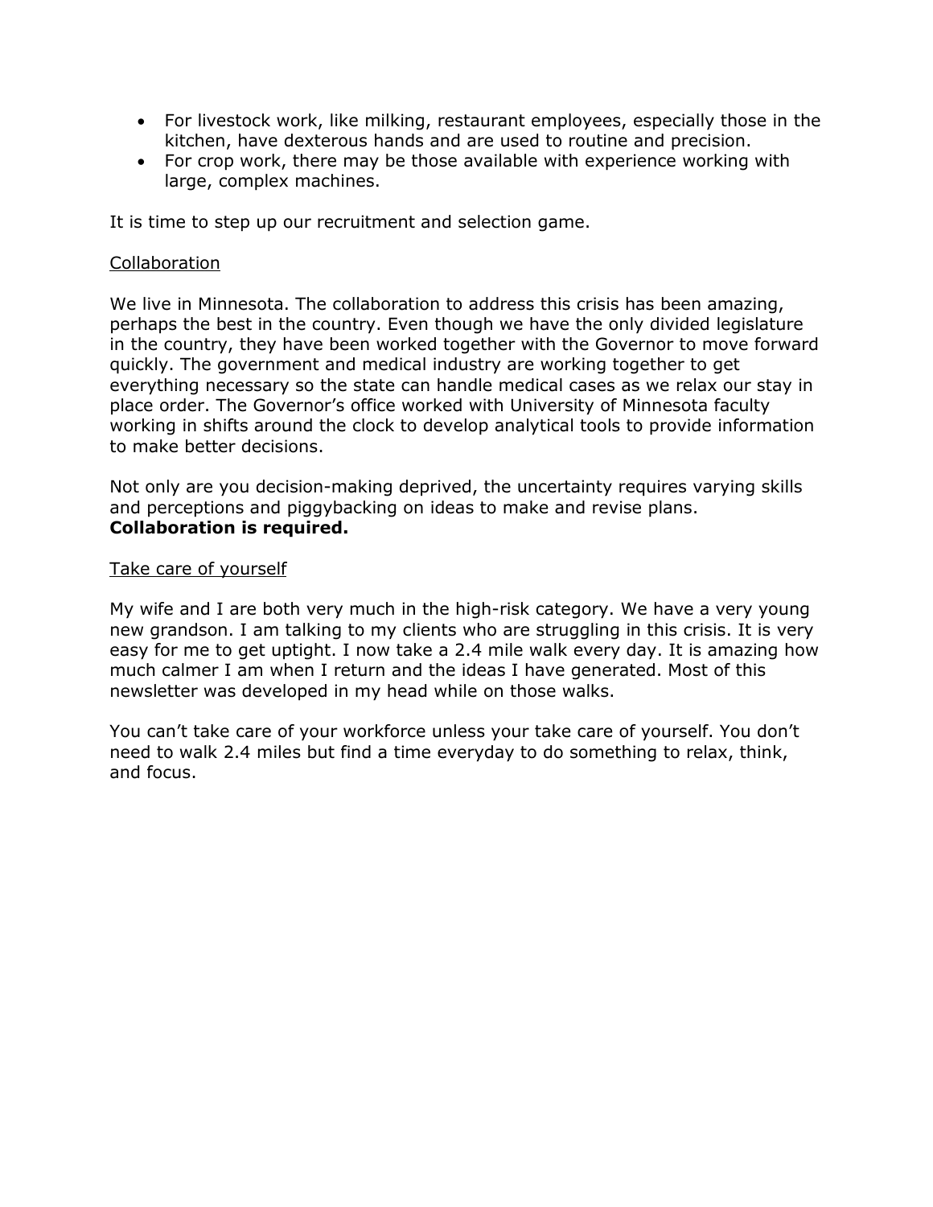- For livestock work, like milking, restaurant employees, especially those in the kitchen, have dexterous hands and are used to routine and precision.
- For crop work, there may be those available with experience working with large, complex machines.

It is time to step up our recruitment and selection game.

<u>Collaboration</u>

We live in Minnesota. The collaboration to address this crisis has been amazing, perhaps the best in the country. Even though we have the only divided legislature in the country, they have been worked together with the Governor to move forward quickly. The government and medical industry are working together to get everything necessary so the state can handle medical cases as we relax our stay in place order. The Governor's office worked with University of Minnesota faculty working in shifts around the clock to develop analytical tools to provide information to make better decisions.

Not only are you decision-making deprived, the uncertainty requires varying skills and perceptions and piggybacking on ideas to make and revise plans. **Collaboration is required.**

<u>Take care of yourself</u>

My wife and I are both very much in the high-risk category. We have a very young new grandson. I am talking to my clients who are struggling in this crisis. It is very easy for me to get uptight. I now take a 2.4 mile walk every day. It is amazing how much calmer I am when I return and the ideas I have generated. Most of this newsletter was developed in my head while on those walks.

You can't take care of your workforce unless your take care of yourself. You don't need to walk 2.4 miles but find a time everyday to do something to relax, think, and focus.